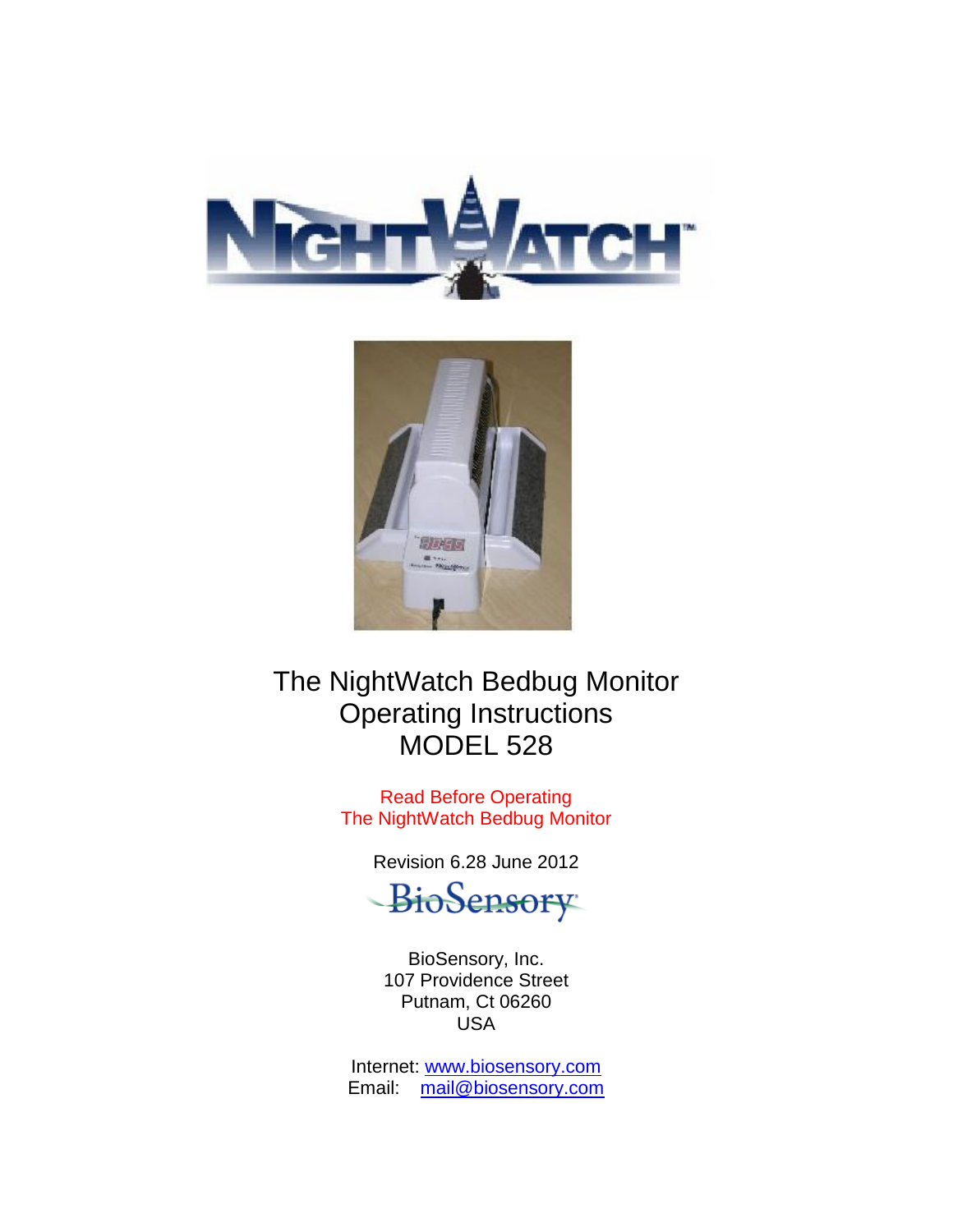# The NightWatch Bedbug Monitor Operating Instructions MODEL 528

Read Before Operating
The NightWatch Bedbug Monitor

Revision 6.28 June 2012

BioSensory, Inc.
107 Providence Street
Putnam, Ct 06260
USA

Internet: www.biosensory.com
Email: mail@biosensory.com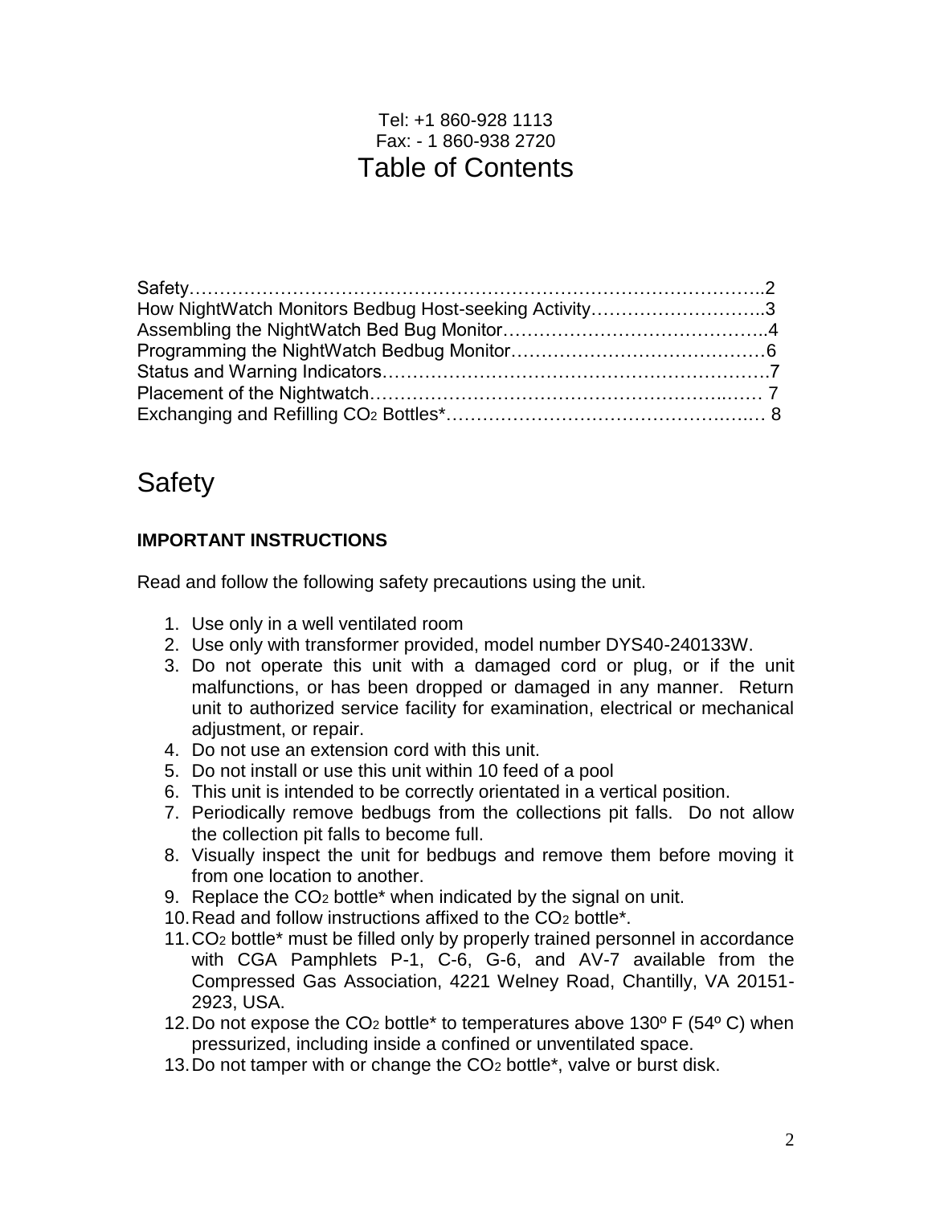Tel: +1 860-928 1113
Fax: - 1 860-938 2720

# Table of Contents

Safety……………………………………………………………………………………..2
How NightWatch Monitors Bedbug Host-seeking Activity………………………..3
Assembling the NightWatch Bed Bug Monitor……………………………………..4
Programming the NightWatch Bedbug Monitor……………………………………6
Status and Warning Indicators……………………………………………………….7
Placement of the Nightwatch………………………………………………….…… 7
Exchanging and Refilling $CO_2$ Bottles*…………………………………………… 8

# Safety

**IMPORTANT INSTRUCTIONS**

Read and follow the following safety precautions using the unit.

1. Use only in a well ventilated room
2. Use only with transformer provided, model number DYS40-240133W.
3. Do not operate this unit with a damaged cord or plug, or if the unit malfunctions, or has been dropped or damaged in any manner. Return unit to authorized service facility for examination, electrical or mechanical adjustment, or repair.
4. Do not use an extension cord with this unit.
5. Do not install or use this unit within 10 feed of a pool
6. This unit is intended to be correctly orientated in a vertical position.
7. Periodically remove bedbugs from the collections pit falls. Do not allow the collection pit falls to become full.
8. Visually inspect the unit for bedbugs and remove them before moving it from one location to another.
9. Replace the $CO_2$ bottle* when indicated by the signal on unit.
10. Read and follow instructions affixed to the $CO_2$ bottle*.
11. $CO_2$ bottle* must be filled only by properly trained personnel in accordance with CGA Pamphlets P-1, C-6, G-6, and AV-7 available from the Compressed Gas Association, 4221 Welney Road, Chantilly, VA 20151-2923, USA.
12. Do not expose the $CO_2$ bottle* to temperatures above 130º F (54º C) when pressurized, including inside a confined or unventilated space.
13. Do not tamper with or change the $CO_2$ bottle*, valve or burst disk.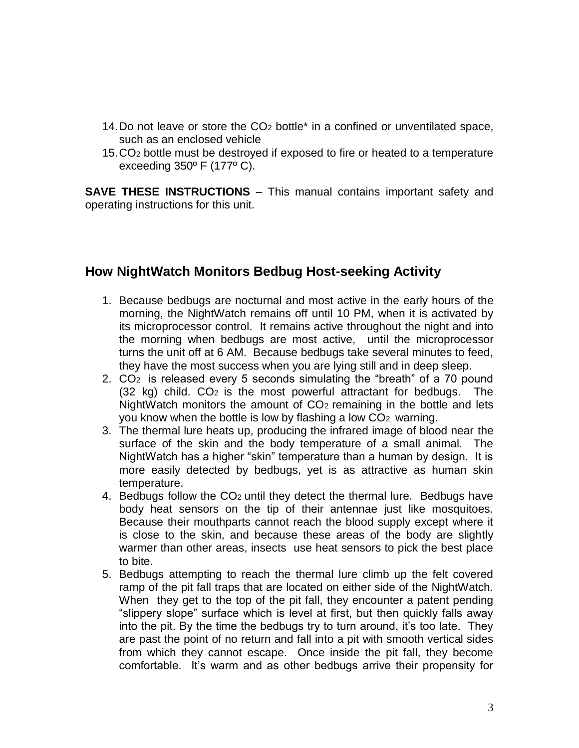14. Do not leave or store the $CO_2$ bottle* in a confined or unventilated space, such as an enclosed vehicle
15. $CO_2$ bottle must be destroyed if exposed to fire or heated to a temperature exceeding 350º F (177º C).

**SAVE THESE INSTRUCTIONS** – This manual contains important safety and operating instructions for this unit.

## How NightWatch Monitors Bedbug Host-seeking Activity

1. Because bedbugs are nocturnal and most active in the early hours of the morning, the NightWatch remains off until 10 PM, when it is activated by its microprocessor control. It remains active throughout the night and into the morning when bedbugs are most active, until the microprocessor turns the unit off at 6 AM. Because bedbugs take several minutes to feed, they have the most success when you are lying still and in deep sleep.
2. $CO_2$ is released every 5 seconds simulating the "breath" of a 70 pound (32 kg) child. $CO_2$ is the most powerful attractant for bedbugs. The NightWatch monitors the amount of $CO_2$ remaining in the bottle and lets you know when the bottle is low by flashing a low $CO_2$ warning.
3. The thermal lure heats up, producing the infrared image of blood near the surface of the skin and the body temperature of a small animal. The NightWatch has a higher "skin" temperature than a human by design. It is more easily detected by bedbugs, yet is as attractive as human skin temperature.
4. Bedbugs follow the $CO_2$ until they detect the thermal lure. Bedbugs have body heat sensors on the tip of their antennae just like mosquitoes. Because their mouthparts cannot reach the blood supply except where it is close to the skin, and because these areas of the body are slightly warmer than other areas, insects use heat sensors to pick the best place to bite.
5. Bedbugs attempting to reach the thermal lure climb up the felt covered ramp of the pit fall traps that are located on either side of the NightWatch. When they get to the top of the pit fall, they encounter a patent pending "slippery slope" surface which is level at first, but then quickly falls away into the pit. By the time the bedbugs try to turn around, it's too late. They are past the point of no return and fall into a pit with smooth vertical sides from which they cannot escape. Once inside the pit fall, they become comfortable. It's warm and as other bedbugs arrive their propensity for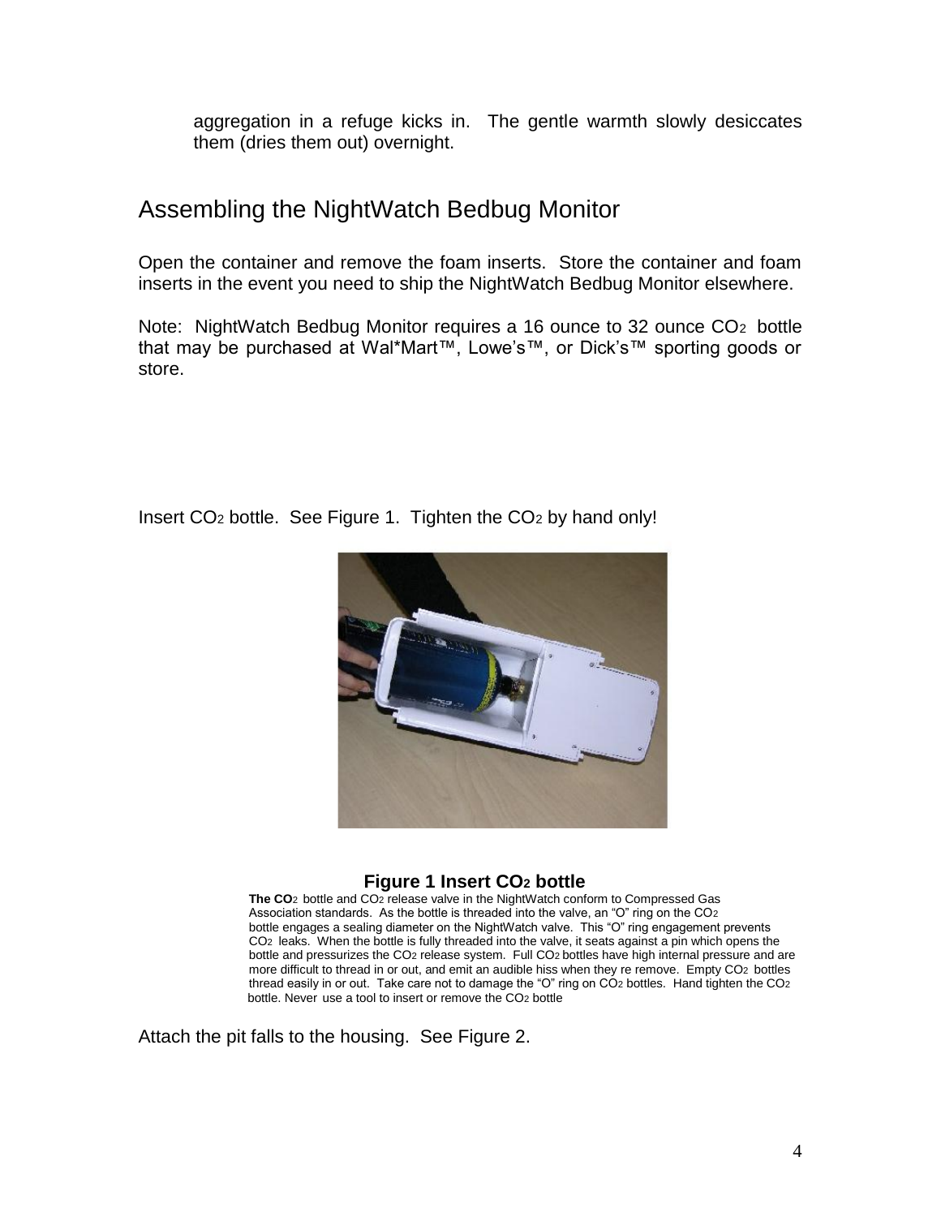aggregation in a refuge kicks in. The gentle warmth slowly desiccates them (dries them out) overnight.

## Assembling the NightWatch Bedbug Monitor

Open the container and remove the foam inserts. Store the container and foam inserts in the event you need to ship the NightWatch Bedbug Monitor elsewhere.

Note: NightWatch Bedbug Monitor requires a 16 ounce to 32 ounce $CO_2$ bottle that may be purchased at Wal*Mart™, Lowe's™, or Dick's™ sporting goods or store.

Insert $CO_2$ bottle. See Figure 1. Tighten the $CO_2$ by hand only!

**Figure 1 Insert $CO_2$ bottle**

**The $CO_2$** bottle and $CO_2$ release valve in the NightWatch conform to Compressed Gas Association standards. As the bottle is threaded into the valve, an "O" ring on the $CO_2$ bottle engages a sealing diameter on the NightWatch valve. This "O" ring engagement prevents $CO_2$ leaks. When the bottle is fully threaded into the valve, it seats against a pin which opens the bottle and pressurizes the $CO_2$ release system. Full $CO_2$ bottles have high internal pressure and are more difficult to thread in or out, and emit an audible hiss when they re remove. Empty $CO_2$ bottles thread easily in or out. Take care not to damage the "O" ring on $CO_2$ bottles. Hand tighten the $CO_2$ bottle. Never use a tool to insert or remove the $CO_2$ bottle

Attach the pit falls to the housing. See Figure 2.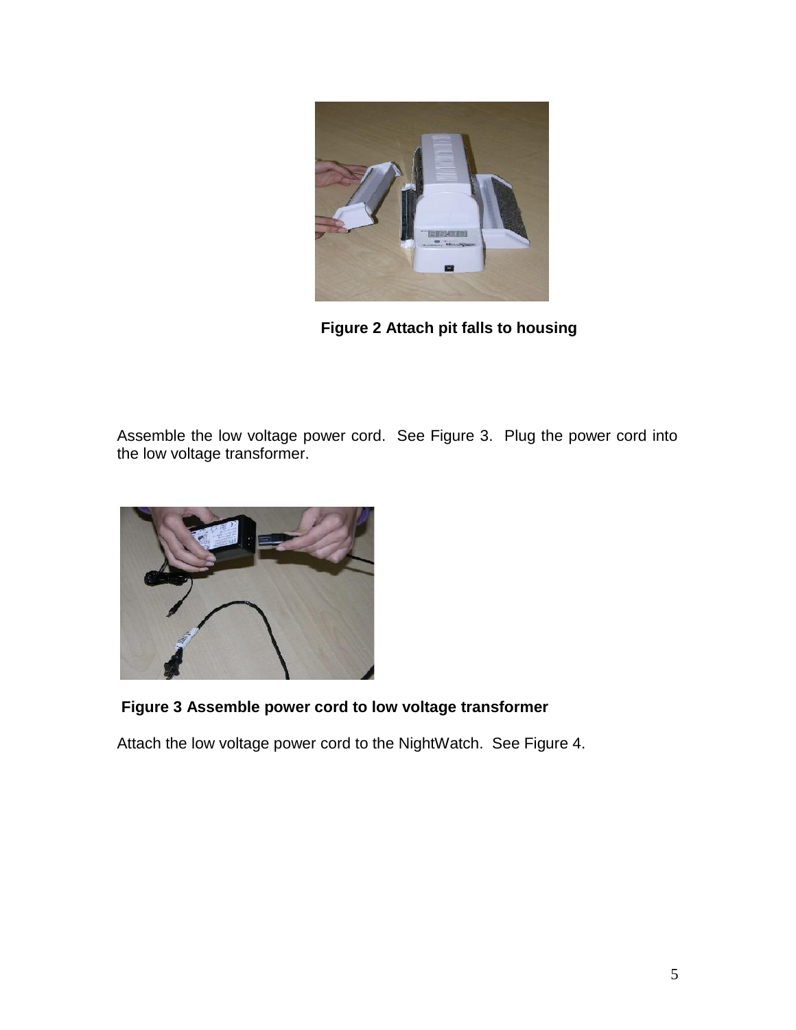**Figure 2 Attach pit falls to housing**

Assemble the low voltage power cord. See Figure 3. Plug the power cord into the low voltage transformer.

**Figure 3 Assemble power cord to low voltage transformer**

Attach the low voltage power cord to the NightWatch. See Figure 4.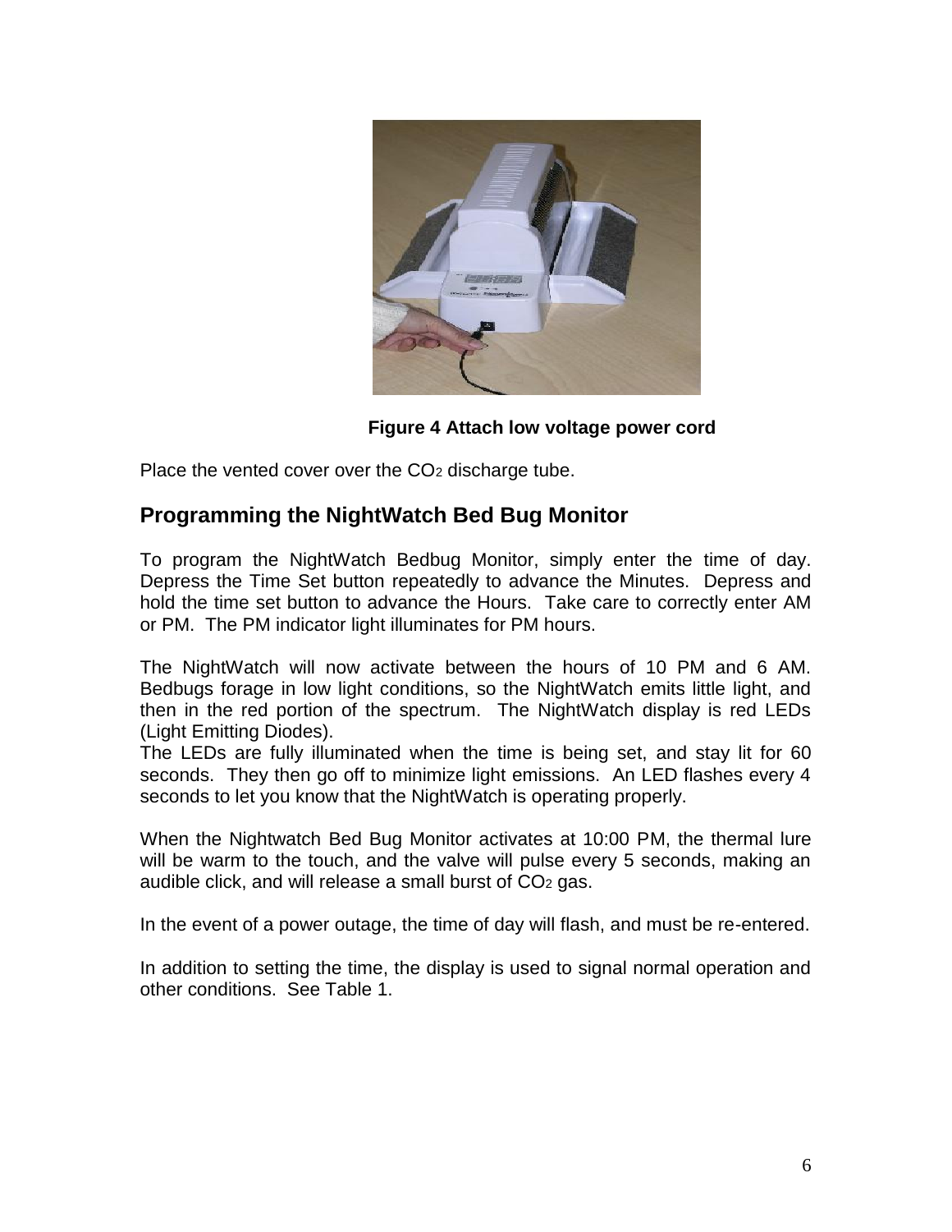**Figure 4 Attach low voltage power cord**

Place the vented cover over the $CO_2$ discharge tube.

## Programming the NightWatch Bed Bug Monitor

To program the NightWatch Bedbug Monitor, simply enter the time of day. Depress the Time Set button repeatedly to advance the Minutes. Depress and hold the time set button to advance the Hours. Take care to correctly enter AM or PM. The PM indicator light illuminates for PM hours.

The NightWatch will now activate between the hours of 10 PM and 6 AM. Bedbugs forage in low light conditions, so the NightWatch emits little light, and then in the red portion of the spectrum. The NightWatch display is red LEDs (Light Emitting Diodes).
The LEDs are fully illuminated when the time is being set, and stay lit for 60 seconds. They then go off to minimize light emissions. An LED flashes every 4 seconds to let you know that the NightWatch is operating properly.

When the Nightwatch Bed Bug Monitor activates at 10:00 PM, the thermal lure will be warm to the touch, and the valve will pulse every 5 seconds, making an audible click, and will release a small burst of $CO_2$ gas.

In the event of a power outage, the time of day will flash, and must be re-entered.

In addition to setting the time, the display is used to signal normal operation and other conditions. See Table 1.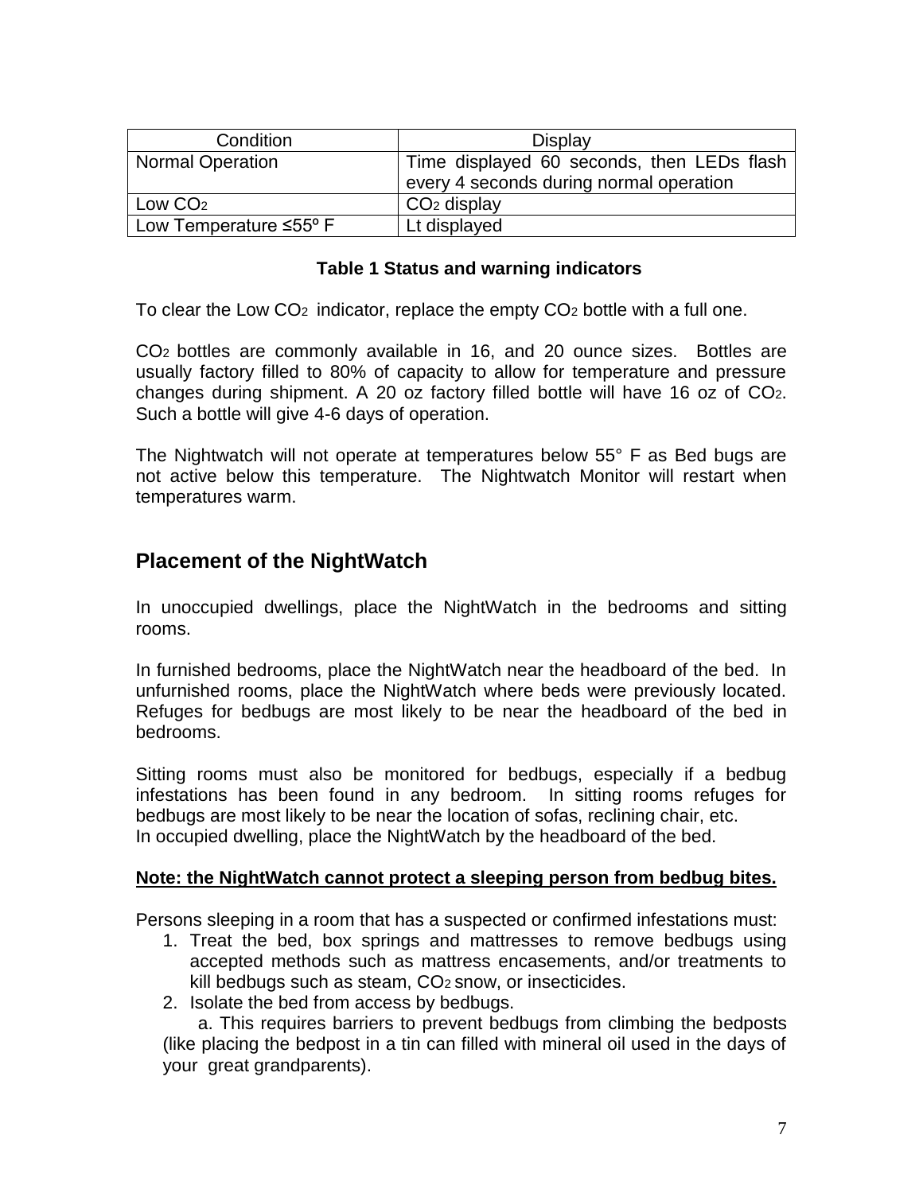| Condition | Display |
| --- | --- |
| Normal Operation | Time displayed 60 seconds, then LEDs flash every 4 seconds during normal operation |
| Low $CO_2$ | $CO_2$ display |
| Low Temperature ≤55º F | Lt displayed |

**Table 1 Status and warning indicators**

To clear the Low $CO_2$ indicator, replace the empty $CO_2$ bottle with a full one.

$CO_2$ bottles are commonly available in 16, and 20 ounce sizes. Bottles are usually factory filled to 80% of capacity to allow for temperature and pressure changes during shipment. A 20 oz factory filled bottle will have 16 oz of $CO_2$. Such a bottle will give 4-6 days of operation.

The Nightwatch will not operate at temperatures below 55° F as Bed bugs are not active below this temperature. The Nightwatch Monitor will restart when temperatures warm.

## Placement of the NightWatch

In unoccupied dwellings, place the NightWatch in the bedrooms and sitting rooms.

In furnished bedrooms, place the NightWatch near the headboard of the bed. In unfurnished rooms, place the NightWatch where beds were previously located. Refuges for bedbugs are most likely to be near the headboard of the bed in bedrooms.

Sitting rooms must also be monitored for bedbugs, especially if a bedbug infestations has been found in any bedroom. In sitting rooms refuges for bedbugs are most likely to be near the location of sofas, reclining chair, etc.
In occupied dwelling, place the NightWatch by the headboard of the bed.

**Note: the NightWatch cannot protect a sleeping person from bedbug bites.**

Persons sleeping in a room that has a suspected or confirmed infestations must:

1. Treat the bed, box springs and mattresses to remove bedbugs using accepted methods such as mattress encasements, and/or treatments to kill bedbugs such as steam, $CO_2$ snow, or insecticides.
2. Isolate the bed from access by bedbugs.
   a. This requires barriers to prevent bedbugs from climbing the bedposts (like placing the bedpost in a tin can filled with mineral oil used in the days of your great grandparents).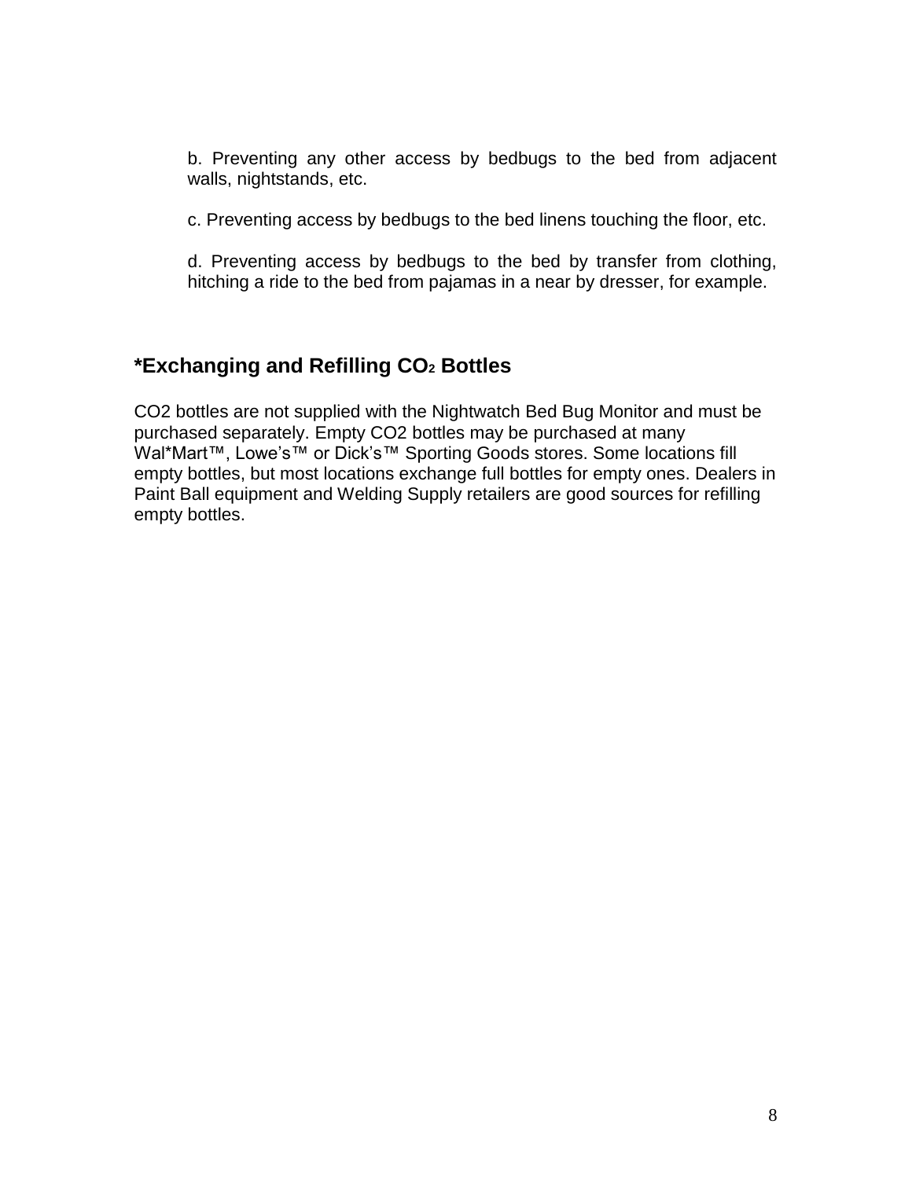b. Preventing any other access by bedbugs to the bed from adjacent walls, nightstands, etc.

c. Preventing access by bedbugs to the bed linens touching the floor, etc.

d. Preventing access by bedbugs to the bed by transfer from clothing, hitching a ride to the bed from pajamas in a near by dresser, for example.

## *Exchanging and Refilling $CO_2$ Bottles

CO2 bottles are not supplied with the Nightwatch Bed Bug Monitor and must be purchased separately. Empty CO2 bottles may be purchased at many Wal*Mart™, Lowe's™ or Dick's™ Sporting Goods stores. Some locations fill empty bottles, but most locations exchange full bottles for empty ones. Dealers in Paint Ball equipment and Welding Supply retailers are good sources for refilling empty bottles.